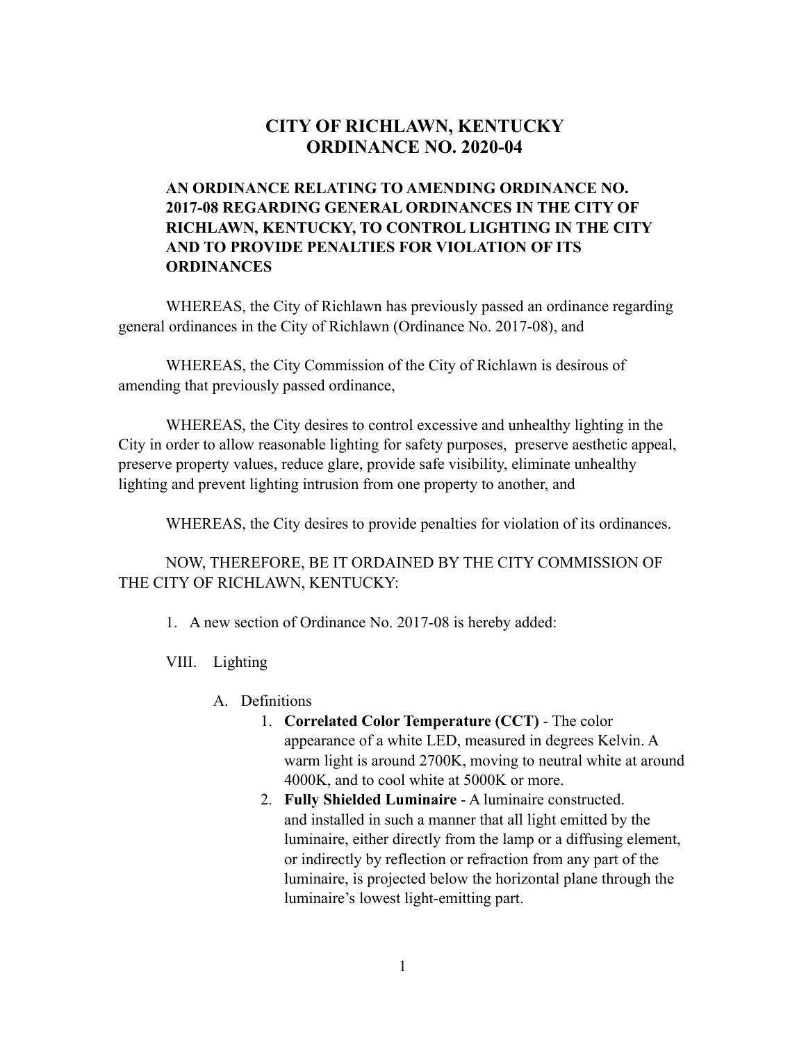# CITY OF RICHLAWN, KENTUCKY
# ORDINANCE NO. 2020-04

**AN ORDINANCE RELATING TO AMENDING ORDINANCE NO. 2017-08 REGARDING GENERAL ORDINANCES IN THE CITY OF RICHLAWN, KENTUCKY, TO CONTROL LIGHTING IN THE CITY AND TO PROVIDE PENALTIES FOR VIOLATION OF ITS ORDINANCES**

WHEREAS, the City of Richlawn has previously passed an ordinance regarding general ordinances in the City of Richlawn (Ordinance No. 2017-08), and

WHEREAS, the City Commission of the City of Richlawn is desirous of amending that previously passed ordinance,

WHEREAS, the City desires to control excessive and unhealthy lighting in the City in order to allow reasonable lighting for safety purposes, preserve aesthetic appeal, preserve property values, reduce glare, provide safe visibility, eliminate unhealthy lighting and prevent lighting intrusion from one property to another, and

WHEREAS, the City desires to provide penalties for violation of its ordinances.

NOW, THEREFORE, BE IT ORDAINED BY THE CITY COMMISSION OF THE CITY OF RICHLAWN, KENTUCKY:

1. A new section of Ordinance No. 2017-08 is hereby added:

VIII. Lighting

A. Definitions

1. **Correlated Color Temperature (CCT)** - The color appearance of a white LED, measured in degrees Kelvin. A warm light is around 2700K, moving to neutral white at around 4000K, and to cool white at 5000K or more.
2. **Fully Shielded Luminaire** - A luminaire constructed. and installed in such a manner that all light emitted by the luminaire, either directly from the lamp or a diffusing element, or indirectly by reflection or refraction from any part of the luminaire, is projected below the horizontal plane through the luminaire's lowest light-emitting part.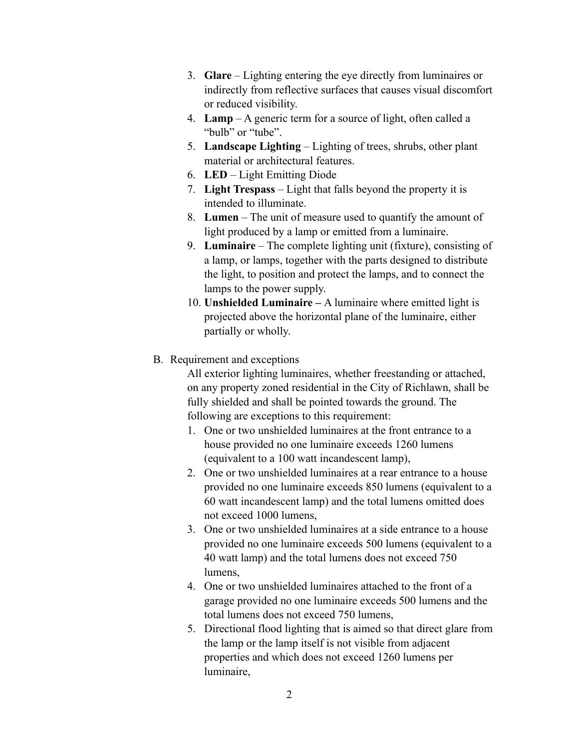3. **Glare** – Lighting entering the eye directly from luminaires or indirectly from reflective surfaces that causes visual discomfort or reduced visibility.
4. **Lamp** – A generic term for a source of light, often called a "bulb" or "tube".
5. **Landscape Lighting** – Lighting of trees, shrubs, other plant material or architectural features.
6. **LED** – Light Emitting Diode
7. **Light Trespass** – Light that falls beyond the property it is intended to illuminate.
8. **Lumen** – The unit of measure used to quantify the amount of light produced by a lamp or emitted from a luminaire.
9. **Luminaire** – The complete lighting unit (fixture), consisting of a lamp, or lamps, together with the parts designed to distribute the light, to position and protect the lamps, and to connect the lamps to the power supply.
10. **Unshielded Luminaire –** A luminaire where emitted light is projected above the horizontal plane of the luminaire, either partially or wholly.

B. Requirement and exceptions

All exterior lighting luminaires, whether freestanding or attached, on any property zoned residential in the City of Richlawn, shall be fully shielded and shall be pointed towards the ground. The following are exceptions to this requirement:

1. One or two unshielded luminaires at the front entrance to a house provided no one luminaire exceeds 1260 lumens (equivalent to a 100 watt incandescent lamp),
2. One or two unshielded luminaires at a rear entrance to a house provided no one luminaire exceeds 850 lumens (equivalent to a 60 watt incandescent lamp) and the total lumens omitted does not exceed 1000 lumens,
3. One or two unshielded luminaires at a side entrance to a house provided no one luminaire exceeds 500 lumens (equivalent to a 40 watt lamp) and the total lumens does not exceed 750 lumens,
4. One or two unshielded luminaires attached to the front of a garage provided no one luminaire exceeds 500 lumens and the total lumens does not exceed 750 lumens,
5. Directional flood lighting that is aimed so that direct glare from the lamp or the lamp itself is not visible from adjacent properties and which does not exceed 1260 lumens per luminaire,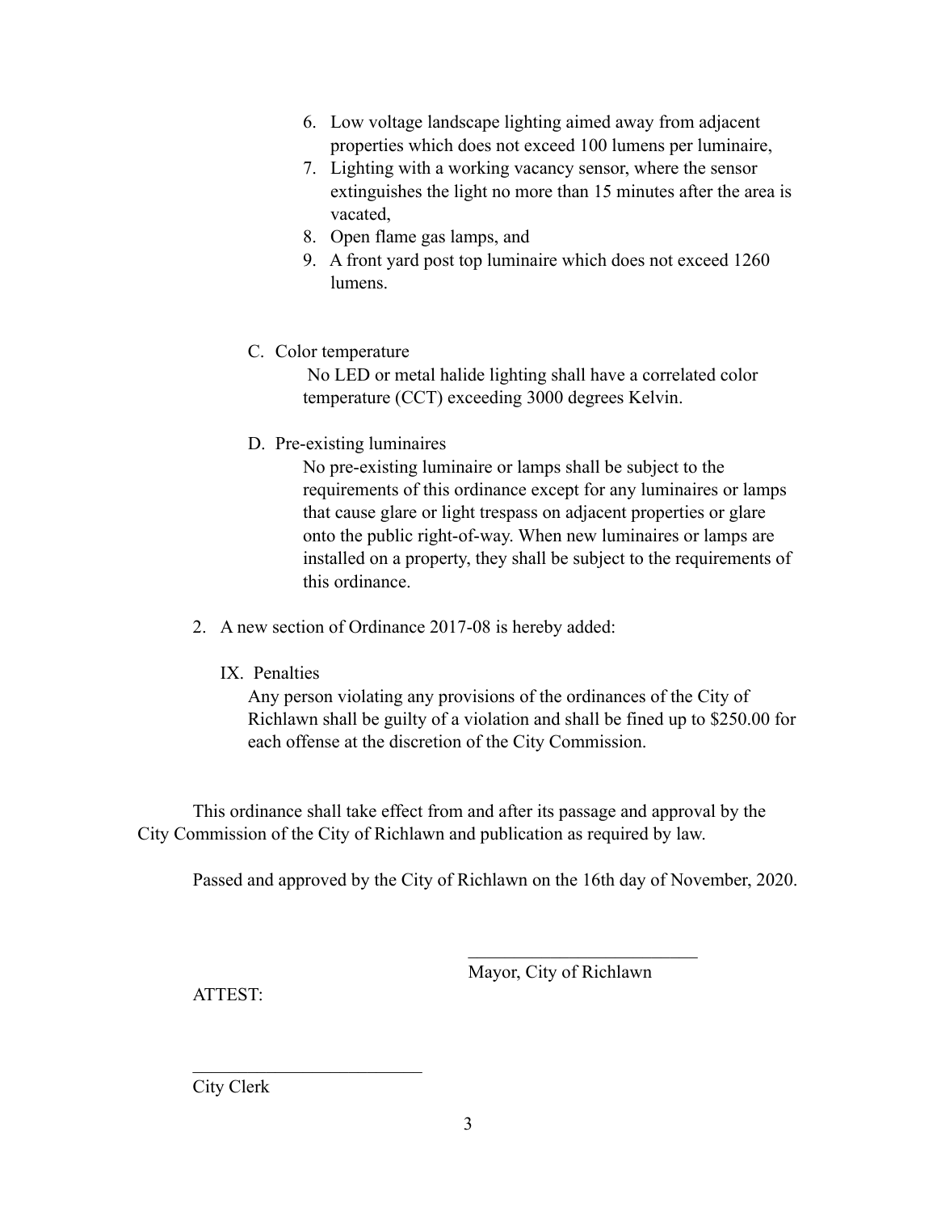6. Low voltage landscape lighting aimed away from adjacent properties which does not exceed 100 lumens per luminaire,
7. Lighting with a working vacancy sensor, where the sensor extinguishes the light no more than 15 minutes after the area is vacated,
8. Open flame gas lamps, and
9. A front yard post top luminaire which does not exceed 1260 lumens.

C. Color temperature

No LED or metal halide lighting shall have a correlated color temperature (CCT) exceeding 3000 degrees Kelvin.

D. Pre-existing luminaires

No pre-existing luminaire or lamps shall be subject to the requirements of this ordinance except for any luminaires or lamps that cause glare or light trespass on adjacent properties or glare onto the public right-of-way. When new luminaires or lamps are installed on a property, they shall be subject to the requirements of this ordinance.

2. A new section of Ordinance 2017-08 is hereby added:

IX. Penalties

Any person violating any provisions of the ordinances of the City of Richlawn shall be guilty of a violation and shall be fined up to $250.00 for each offense at the discretion of the City Commission.

This ordinance shall take effect from and after its passage and approval by the City Commission of the City of Richlawn and publication as required by law.

Passed and approved by the City of Richlawn on the 16th day of November, 2020.

\_\_\_\_\_\_\_\_\_\_\_\_\_\_\_\_\_\_\_\_\_\_\_\_\_\_

Mayor, City of Richlawn

ATTEST:

\_\_\_\_\_\_\_\_\_\_\_\_\_\_\_\_\_\_\_\_\_\_\_\_\_\_

City Clerk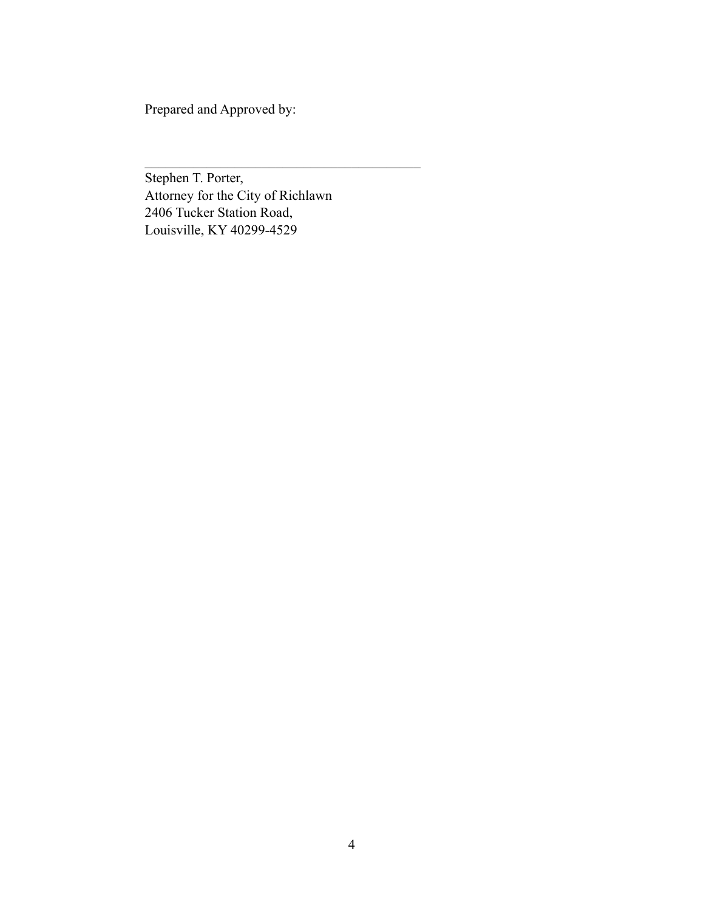Prepared and Approved by:

\_\_\_\_\_\_\_\_\_\_\_\_\_\_\_\_\_\_\_\_\_\_\_\_\_\_\_\_\_\_\_\_\_\_\_\_\_\_\_\_

Stephen T. Porter,
Attorney for the City of Richlawn
2406 Tucker Station Road,
Louisville, KY 40299-4529